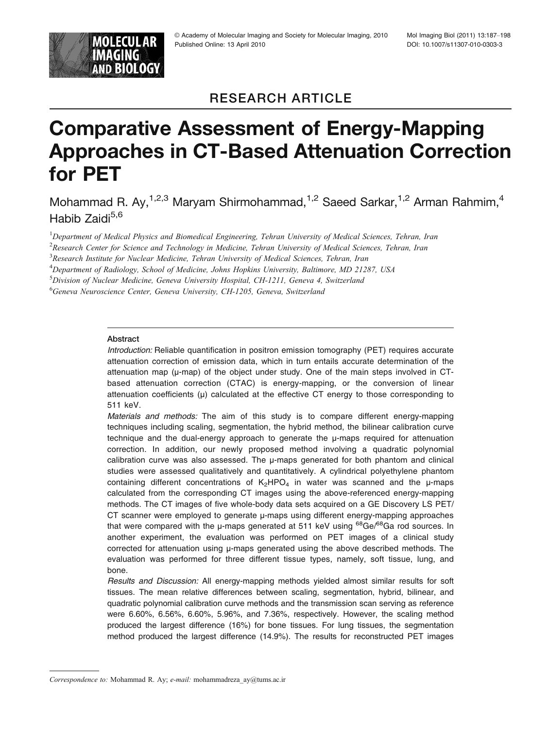RESEARCH ARTICLE

# Comparative Assessment of Energy-Mapping Approaches in CT-Based Attenuation Correction for PET

Mohammad R. Ay,[1,2,3] Maryam Shirmohammad,[1,2] Saeed Sarkar,[1,2] Arman Rahmim,[4] Habib Zaidi[5,6]

[1] *Department of Medical Physics and Biomedical Engineering, Tehran University of Medical Sciences, Tehran, Iran*
[2] *Research Center for Science and Technology in Medicine, Tehran University of Medical Sciences, Tehran, Iran*
[3] *Research Institute for Nuclear Medicine, Tehran University of Medical Sciences, Tehran, Iran*
[4] *Department of Radiology, School of Medicine, Johns Hopkins University, Baltimore, MD 21287, USA*
[5] *Division of Nuclear Medicine, Geneva University Hospital, CH-1211, Geneva 4, Switzerland*
[6] *Geneva Neuroscience Center, Geneva University, CH-1205, Geneva, Switzerland*

## Abstract

*Introduction:* Reliable quantification in positron emission tomography (PET) requires accurate attenuation correction of emission data, which in turn entails accurate determination of the attenuation map (μ-map) of the object under study. One of the main steps involved in CT-based attenuation correction (CTAC) is energy-mapping, or the conversion of linear attenuation coefficients (μ) calculated at the effective CT energy to those corresponding to 511 keV.

*Materials and methods:* The aim of this study is to compare different energy-mapping techniques including scaling, segmentation, the hybrid method, the bilinear calibration curve technique and the dual-energy approach to generate the μ-maps required for attenuation correction. In addition, our newly proposed method involving a quadratic polynomial calibration curve was also assessed. The μ-maps generated for both phantom and clinical studies were assessed qualitatively and quantitatively. A cylindrical polyethylene phantom containing different concentrations of $K_2HPO_4$ in water was scanned and the μ-maps calculated from the corresponding CT images using the above-referenced energy-mapping methods. The CT images of five whole-body data sets acquired on a GE Discovery LS PET/CT scanner were employed to generate μ-maps using different energy-mapping approaches that were compared with the μ-maps generated at 511 keV using $^{68}Ge/^{68}Ga$ rod sources. In another experiment, the evaluation was performed on PET images of a clinical study corrected for attenuation using μ-maps generated using the above described methods. The evaluation was performed for three different tissue types, namely, soft tissue, lung, and bone.

*Results and Discussion:* All energy-mapping methods yielded almost similar results for soft tissues. The mean relative differences between scaling, segmentation, hybrid, bilinear, and quadratic polynomial calibration curve methods and the transmission scan serving as reference were 6.60%, 6.56%, 6.60%, 5.96%, and 7.36%, respectively. However, the scaling method produced the largest difference (16%) for bone tissues. For lung tissues, the segmentation method produced the largest difference (14.9%). The results for reconstructed PET images

---

*Correspondence to:* Mohammad R. Ay; *e-mail:* mohammadreza_ay@tums.ac.ir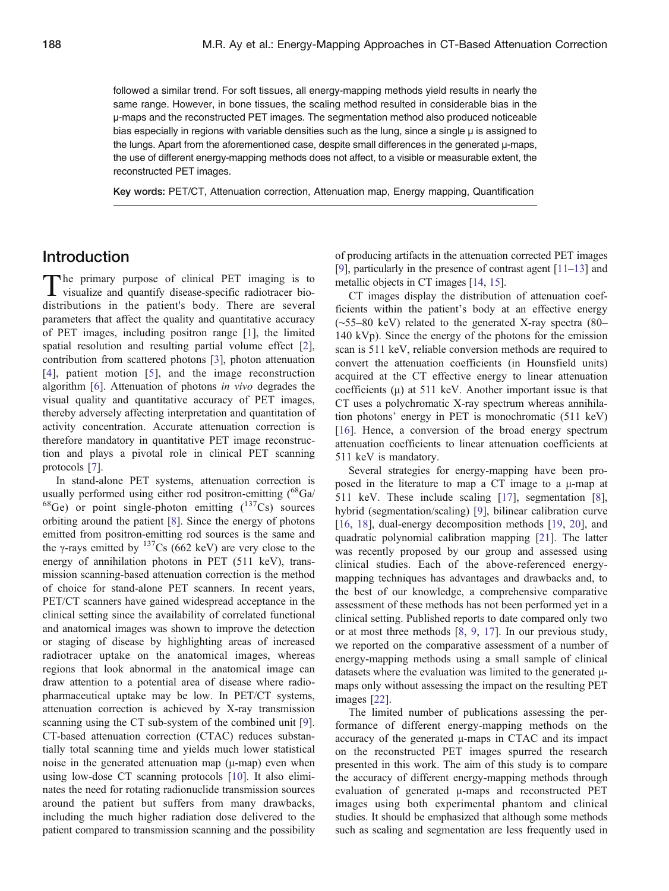followed a similar trend. For soft tissues, all energy-mapping methods yield results in nearly the same range. However, in bone tissues, the scaling method resulted in considerable bias in the μ-maps and the reconstructed PET images. The segmentation method also produced noticeable bias especially in regions with variable densities such as the lung, since a single μ is assigned to the lungs. Apart from the aforementioned case, despite small differences in the generated μ-maps, the use of different energy-mapping methods does not affect, to a visible or measurable extent, the reconstructed PET images.

**Key words:** PET/CT, Attenuation correction, Attenuation map, Energy mapping, Quantification

## Introduction

The primary purpose of clinical PET imaging is to visualize and quantify disease-specific radiotracer biodistributions in the patient's body. There are several parameters that affect the quality and quantitative accuracy of PET images, including positron range [1], the limited spatial resolution and resulting partial volume effect [2], contribution from scattered photons [3], photon attenuation [4], patient motion [5], and the image reconstruction algorithm [6]. Attenuation of photons *in vivo* degrades the visual quality and quantitative accuracy of PET images, thereby adversely affecting interpretation and quantitation of activity concentration. Accurate attenuation correction is therefore mandatory in quantitative PET image reconstruction and plays a pivotal role in clinical PET scanning protocols [7].

In stand-alone PET systems, attenuation correction is usually performed using either rod positron-emitting ($^{68}$Ga/$^{68}$Ge) or point single-photon emitting ($^{137}$Cs) sources orbiting around the patient [8]. Since the energy of photons emitted from positron-emitting rod sources is the same and the γ-rays emitted by $^{137}$Cs (662 keV) are very close to the energy of annihilation photons in PET (511 keV), transmission scanning-based attenuation correction is the method of choice for stand-alone PET scanners. In recent years, PET/CT scanners have gained widespread acceptance in the clinical setting since the availability of correlated functional and anatomical images was shown to improve the detection or staging of disease by highlighting areas of increased radiotracer uptake on the anatomical images, whereas regions that look abnormal in the anatomical image can draw attention to a potential area of disease where radiopharmaceutical uptake may be low. In PET/CT systems, attenuation correction is achieved by X-ray transmission scanning using the CT sub-system of the combined unit [9]. CT-based attenuation correction (CTAC) reduces substantially total scanning time and yields much lower statistical noise in the generated attenuation map (μ-map) even when using low-dose CT scanning protocols [10]. It also eliminates the need for rotating radionuclide transmission sources around the patient but suffers from many drawbacks, including the much higher radiation dose delivered to the patient compared to transmission scanning and the possibility of producing artifacts in the attenuation corrected PET images [9], particularly in the presence of contrast agent [11–13] and metallic objects in CT images [14, 15].

CT images display the distribution of attenuation coefficients within the patient's body at an effective energy (~55–80 keV) related to the generated X-ray spectra (80–140 kVp). Since the energy of the photons for the emission scan is 511 keV, reliable conversion methods are required to convert the attenuation coefficients (in Hounsfield units) acquired at the CT effective energy to linear attenuation coefficients (μ) at 511 keV. Another important issue is that CT uses a polychromatic X-ray spectrum whereas annihilation photons' energy in PET is monochromatic (511 keV) [16]. Hence, a conversion of the broad energy spectrum attenuation coefficients to linear attenuation coefficients at 511 keV is mandatory.

Several strategies for energy-mapping have been proposed in the literature to map a CT image to a μ-map at 511 keV. These include scaling [17], segmentation [8], hybrid (segmentation/scaling) [9], bilinear calibration curve [16, 18], dual-energy decomposition methods [19, 20], and quadratic polynomial calibration mapping [21]. The latter was recently proposed by our group and assessed using clinical studies. Each of the above-referenced energy-mapping techniques has advantages and drawbacks and, to the best of our knowledge, a comprehensive comparative assessment of these methods has not been performed yet in a clinical setting. Published reports to date compared only two or at most three methods [8, 9, 17]. In our previous study, we reported on the comparative assessment of a number of energy-mapping methods using a small sample of clinical datasets where the evaluation was limited to the generated μ-maps only without assessing the impact on the resulting PET images [22].

The limited number of publications assessing the performance of different energy-mapping methods on the accuracy of the generated μ-maps in CTAC and its impact on the reconstructed PET images spurred the research presented in this work. The aim of this study is to compare the accuracy of different energy-mapping methods through evaluation of generated μ-maps and reconstructed PET images using both experimental phantom and clinical studies. It should be emphasized that although some methods such as scaling and segmentation are less frequently used in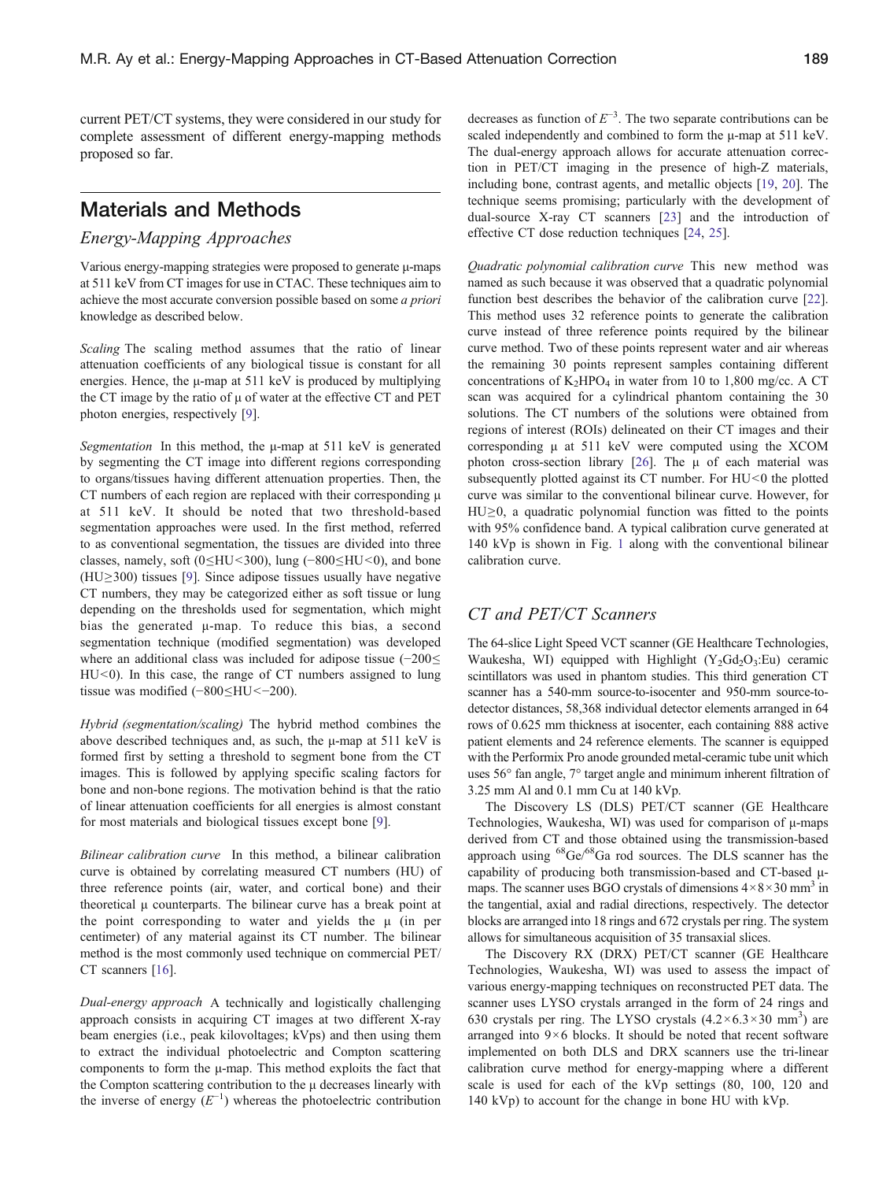current PET/CT systems, they were considered in our study for complete assessment of different energy-mapping methods proposed so far.

## Materials and Methods

### Energy-Mapping Approaches

Various energy-mapping strategies were proposed to generate μ-maps at 511 keV from CT images for use in CTAC. These techniques aim to achieve the most accurate conversion possible based on some *a priori* knowledge as described below.

*Scaling* The scaling method assumes that the ratio of linear attenuation coefficients of any biological tissue is constant for all energies. Hence, the μ-map at 511 keV is produced by multiplying the CT image by the ratio of μ of water at the effective CT and PET photon energies, respectively [9].

*Segmentation* In this method, the μ-map at 511 keV is generated by segmenting the CT image into different regions corresponding to organs/tissues having different attenuation properties. Then, the CT numbers of each region are replaced with their corresponding μ at 511 keV. It should be noted that two threshold-based segmentation approaches were used. In the first method, referred to as conventional segmentation, the tissues are divided into three classes, namely, soft ($0 \leq HU < 300$), lung ($-800 \leq HU < 0$), and bone ($HU \geq 300$) tissues [9]. Since adipose tissues usually have negative CT numbers, they may be categorized either as soft tissue or lung depending on the thresholds used for segmentation, which might bias the generated μ-map. To reduce this bias, a second segmentation technique (modified segmentation) was developed where an additional class was included for adipose tissue ($-200 \leq HU < 0$). In this case, the range of CT numbers assigned to lung tissue was modified ($-800 \leq HU < -200$).

*Hybrid (segmentation/scaling)* The hybrid method combines the above described techniques and, as such, the μ-map at 511 keV is formed first by setting a threshold to segment bone from the CT images. This is followed by applying specific scaling factors for bone and non-bone regions. The motivation behind is that the ratio of linear attenuation coefficients for all energies is almost constant for most materials and biological tissues except bone [9].

*Bilinear calibration curve* In this method, a bilinear calibration curve is obtained by correlating measured CT numbers (HU) of three reference points (air, water, and cortical bone) and their theoretical μ counterparts. The bilinear curve has a break point at the point corresponding to water and yields the μ (in per centimeter) of any material against its CT number. The bilinear method is the most commonly used technique on commercial PET/CT scanners [16].

*Dual-energy approach* A technically and logistically challenging approach consists in acquiring CT images at two different X-ray beam energies (i.e., peak kilovoltages; kVps) and then using them to extract the individual photoelectric and Compton scattering components to form the μ-map. This method exploits the fact that the Compton scattering contribution to the μ decreases linearly with the inverse of energy ($E^{-1}$) whereas the photoelectric contribution decreases as function of $E^{-3}$. The two separate contributions can be scaled independently and combined to form the μ-map at 511 keV. The dual-energy approach allows for accurate attenuation correction in PET/CT imaging in the presence of high-Z materials, including bone, contrast agents, and metallic objects [19, 20]. The technique seems promising; particularly with the development of dual-source X-ray CT scanners [23] and the introduction of effective CT dose reduction techniques [24, 25].

*Quadratic polynomial calibration curve* This new method was named as such because it was observed that a quadratic polynomial function best describes the behavior of the calibration curve [22]. This method uses 32 reference points to generate the calibration curve instead of three reference points required by the bilinear curve method. Two of these points represent water and air whereas the remaining 30 points represent samples containing different concentrations of $K_2HPO_4$ in water from 10 to 1,800 mg/cc. A CT scan was acquired for a cylindrical phantom containing the 30 solutions. The CT numbers of the solutions were obtained from regions of interest (ROIs) delineated on their CT images and their corresponding μ at 511 keV were computed using the XCOM photon cross-section library [26]. The μ of each material was subsequently plotted against its CT number. For $HU < 0$ the plotted curve was similar to the conventional bilinear curve. However, for $HU \geq 0$, a quadratic polynomial function was fitted to the points with 95% confidence band. A typical calibration curve generated at 140 kVp is shown in Fig. 1 along with the conventional bilinear calibration curve.

### CT and PET/CT Scanners

The 64-slice Light Speed VCT scanner (GE Healthcare Technologies, Waukesha, WI) equipped with Highlight ($Y_2Gd_2O_3$:Eu) ceramic scintillators was used in phantom studies. This third generation CT scanner has a 540-mm source-to-isocenter and 950-mm source-to-detector distances, 58,368 individual detector elements arranged in 64 rows of 0.625 mm thickness at isocenter, each containing 888 active patient elements and 24 reference elements. The scanner is equipped with the Performix Pro anode grounded metal-ceramic tube unit which uses 56° fan angle, 7° target angle and minimum inherent filtration of 3.25 mm Al and 0.1 mm Cu at 140 kVp.

The Discovery LS (DLS) PET/CT scanner (GE Healthcare Technologies, Waukesha, WI) was used for comparison of μ-maps derived from CT and those obtained using the transmission-based approach using $^{68}Ge/^{68}Ga$ rod sources. The DLS scanner has the capability of producing both transmission-based and CT-based μ-maps. The scanner uses BGO crystals of dimensions $4 \times 8 \times 30$ mm$^3$ in the tangential, axial and radial directions, respectively. The detector blocks are arranged into 18 rings and 672 crystals per ring. The system allows for simultaneous acquisition of 35 transaxial slices.

The Discovery RX (DRX) PET/CT scanner (GE Healthcare Technologies, Waukesha, WI) was used to assess the impact of various energy-mapping techniques on reconstructed PET data. The scanner uses LYSO crystals arranged in the form of 24 rings and 630 crystals per ring. The LYSO crystals ($4.2 \times 6.3 \times 30$ mm$^3$) are arranged into $9 \times 6$ blocks. It should be noted that recent software implemented on both DLS and DRX scanners use the tri-linear calibration curve method for energy-mapping where a different scale is used for each of the kVp settings (80, 100, 120 and 140 kVp) to account for the change in bone HU with kVp.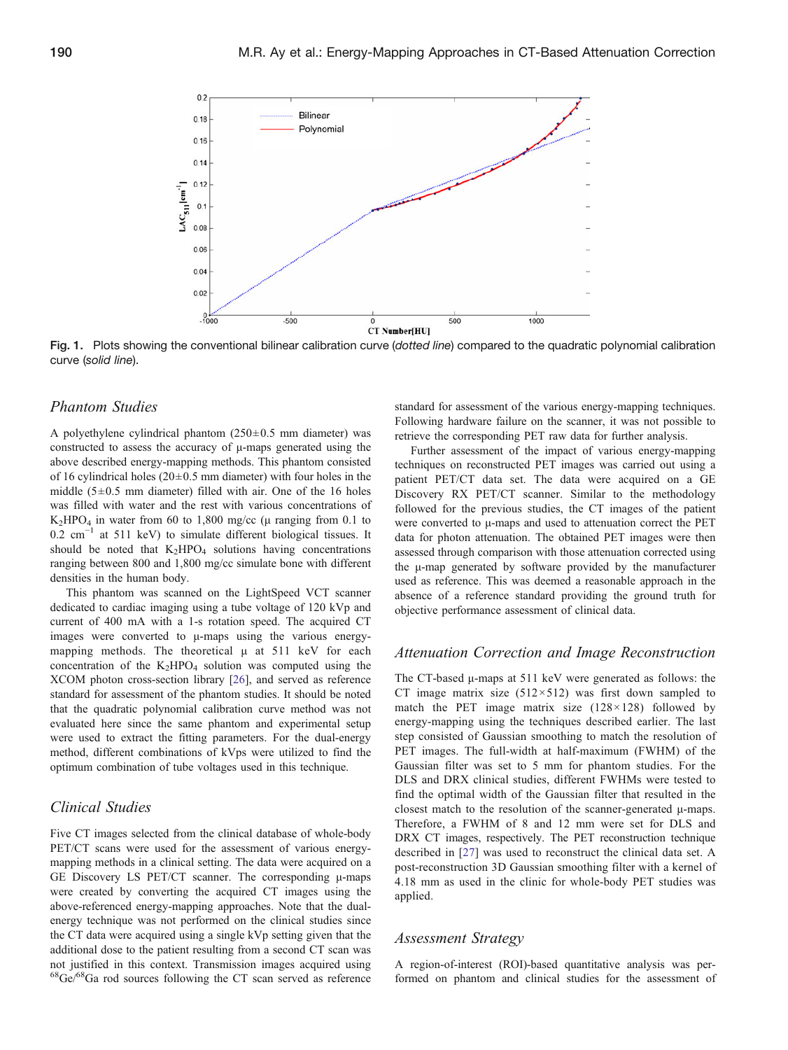0.2
0.18
0.16
0.14
0.12
0.1
0.08
0.06
0.04
0.02
0
-1000
-500
0
500
1000
Bilinear
Polynomial
$LAC_{511}$ [cm$^{-1}$]
CT Number[HU]

**Fig. 1.** Plots showing the conventional bilinear calibration curve (*dotted line*) compared to the quadratic polynomial calibration curve (*solid line*).

## *Phantom Studies*

A polyethylene cylindrical phantom (250±0.5 mm diameter) was constructed to assess the accuracy of μ-maps generated using the above described energy-mapping methods. This phantom consisted of 16 cylindrical holes (20±0.5 mm diameter) with four holes in the middle (5±0.5 mm diameter) filled with air. One of the 16 holes was filled with water and the rest with various concentrations of $K_2HPO_4$ in water from 60 to 1,800 mg/cc (μ ranging from 0.1 to 0.2 cm$^{-1}$ at 511 keV) to simulate different biological tissues. It should be noted that $K_2HPO_4$ solutions having concentrations ranging between 800 and 1,800 mg/cc simulate bone with different densities in the human body.

This phantom was scanned on the LightSpeed VCT scanner dedicated to cardiac imaging using a tube voltage of 120 kVp and current of 400 mA with a 1-s rotation speed. The acquired CT images were converted to μ-maps using the various energy-mapping methods. The theoretical μ at 511 keV for each concentration of the $K_2HPO_4$ solution was computed using the XCOM photon cross-section library [26], and served as reference standard for assessment of the phantom studies. It should be noted that the quadratic polynomial calibration curve method was not evaluated here since the same phantom and experimental setup were used to extract the fitting parameters. For the dual-energy method, different combinations of kVps were utilized to find the optimum combination of tube voltages used in this technique.

## *Clinical Studies*

Five CT images selected from the clinical database of whole-body PET/CT scans were used for the assessment of various energy-mapping methods in a clinical setting. The data were acquired on a GE Discovery LS PET/CT scanner. The corresponding μ-maps were created by converting the acquired CT images using the above-referenced energy-mapping approaches. Note that the dual-energy technique was not performed on the clinical studies since the CT data were acquired using a single kVp setting given that the additional dose to the patient resulting from a second CT scan was not justified in this context. Transmission images acquired using $^{68}$Ge/$^{68}$Ga rod sources following the CT scan served as reference standard for assessment of the various energy-mapping techniques. Following hardware failure on the scanner, it was not possible to retrieve the corresponding PET raw data for further analysis.

Further assessment of the impact of various energy-mapping techniques on reconstructed PET images was carried out using a patient PET/CT data set. The data were acquired on a GE Discovery RX PET/CT scanner. Similar to the methodology followed for the previous studies, the CT images of the patient were converted to μ-maps and used to attenuation correct the PET data for photon attenuation. The obtained PET images were then assessed through comparison with those attenuation corrected using the μ-map generated by software provided by the manufacturer used as reference. This was deemed a reasonable approach in the absence of a reference standard providing the ground truth for objective performance assessment of clinical data.

## *Attenuation Correction and Image Reconstruction*

The CT-based μ-maps at 511 keV were generated as follows: the CT image matrix size (512×512) was first down sampled to match the PET image matrix size (128×128) followed by energy-mapping using the techniques described earlier. The last step consisted of Gaussian smoothing to match the resolution of PET images. The full-width at half-maximum (FWHM) of the Gaussian filter was set to 5 mm for phantom studies. For the DLS and DRX clinical studies, different FWHMs were tested to find the optimal width of the Gaussian filter that resulted in the closest match to the resolution of the scanner-generated μ-maps. Therefore, a FWHM of 8 and 12 mm were set for DLS and DRX CT images, respectively. The PET reconstruction technique described in [27] was used to reconstruct the clinical data set. A post-reconstruction 3D Gaussian smoothing filter with a kernel of 4.18 mm as used in the clinic for whole-body PET studies was applied.

## *Assessment Strategy*

A region-of-interest (ROI)-based quantitative analysis was performed on phantom and clinical studies for the assessment of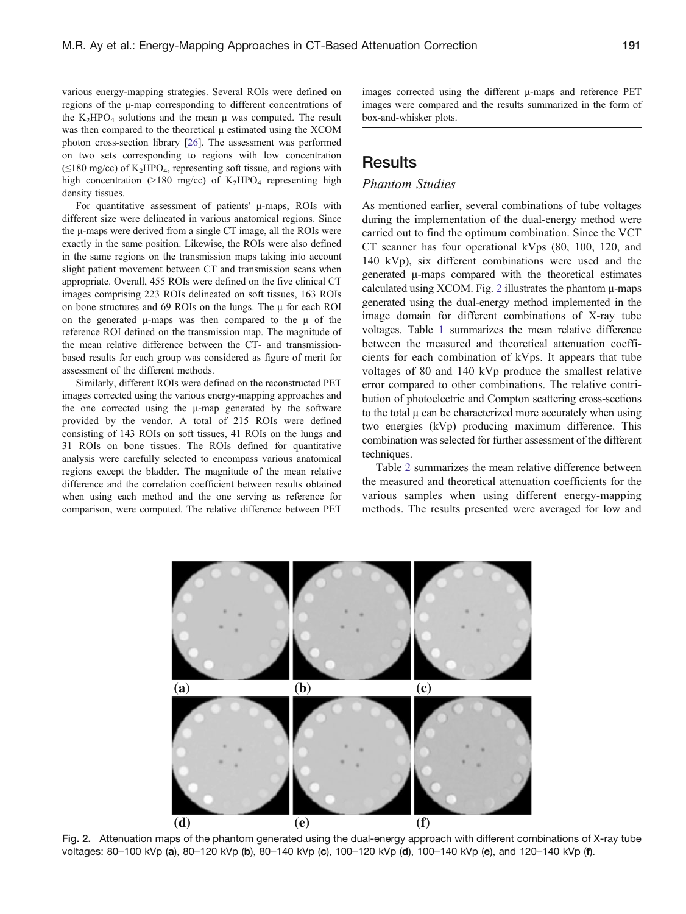various energy-mapping strategies. Several ROIs were defined on regions of the μ-map corresponding to different concentrations of the $K_2HPO_4$ solutions and the mean μ was computed. The result was then compared to the theoretical μ estimated using the XCOM photon cross-section library [26]. The assessment was performed on two sets corresponding to regions with low concentration (≤180 mg/cc) of $K_2HPO_4$, representing soft tissue, and regions with high concentration (>180 mg/cc) of $K_2HPO_4$ representing high density tissues.

For quantitative assessment of patients' μ-maps, ROIs with different size were delineated in various anatomical regions. Since the μ-maps were derived from a single CT image, all the ROIs were exactly in the same position. Likewise, the ROIs were also defined in the same regions on the transmission maps taking into account slight patient movement between CT and transmission scans when appropriate. Overall, 455 ROIs were defined on the five clinical CT images comprising 223 ROIs delineated on soft tissues, 163 ROIs on bone structures and 69 ROIs on the lungs. The μ for each ROI on the generated μ-maps was then compared to the μ of the reference ROI defined on the transmission map. The magnitude of the mean relative difference between the CT- and transmission-based results for each group was considered as figure of merit for assessment of the different methods.

Similarly, different ROIs were defined on the reconstructed PET images corrected using the various energy-mapping approaches and the one corrected using the μ-map generated by the software provided by the vendor. A total of 215 ROIs were defined consisting of 143 ROIs on soft tissues, 41 ROIs on the lungs and 31 ROIs on bone tissues. The ROIs defined for quantitative analysis were carefully selected to encompass various anatomical regions except the bladder. The magnitude of the mean relative difference and the correlation coefficient between results obtained when using each method and the one serving as reference for comparison, were computed. The relative difference between PET images corrected using the different μ-maps and reference PET images were compared and the results summarized in the form of box-and-whisker plots.

## Results

### *Phantom Studies*

As mentioned earlier, several combinations of tube voltages during the implementation of the dual-energy method were carried out to find the optimum combination. Since the VCT CT scanner has four operational kVps (80, 100, 120, and 140 kVp), six different combinations were used and the generated μ-maps compared with the theoretical estimates calculated using XCOM. Fig. 2 illustrates the phantom μ-maps generated using the dual-energy method implemented in the image domain for different combinations of X-ray tube voltages. Table 1 summarizes the mean relative difference between the measured and theoretical attenuation coefficients for each combination of kVps. It appears that tube voltages of 80 and 140 kVp produce the smallest relative error compared to other combinations. The relative contribution of photoelectric and Compton scattering cross-sections to the total μ can be characterized more accurately when using two energies (kVp) producing maximum difference. This combination was selected for further assessment of the different techniques.

Table 2 summarizes the mean relative difference between the measured and theoretical attenuation coefficients for the various samples when using different energy-mapping methods. The results presented were averaged for low and

(a) (b) (c) (d) (e) (f)

Fig. 2. Attenuation maps of the phantom generated using the dual-energy approach with different combinations of X-ray tube voltages: 80–100 kVp (**a**), 80–120 kVp (**b**), 80–140 kVp (**c**), 100–120 kVp (**d**), 100–140 kVp (**e**), and 120–140 kVp (**f**).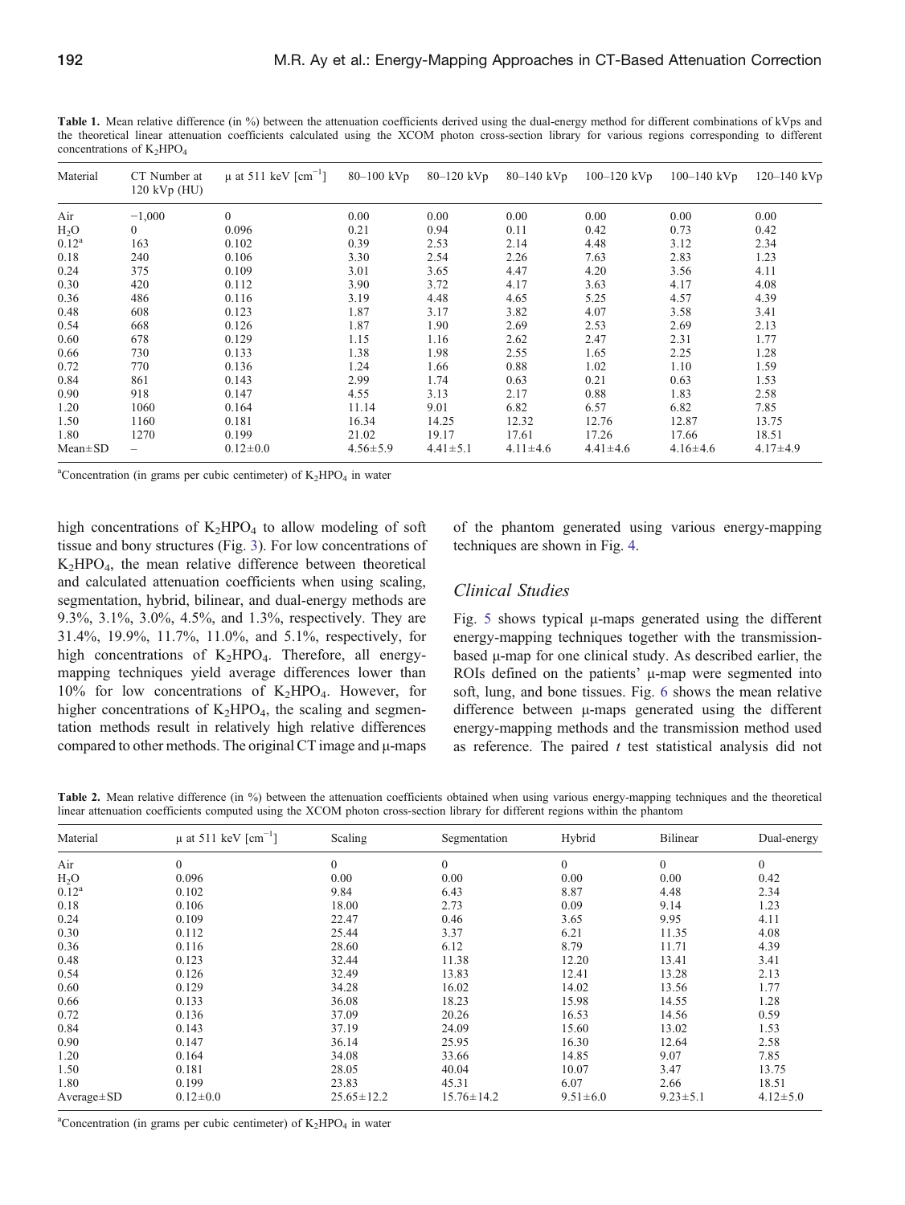**Table 1.** Mean relative difference (in %) between the attenuation coefficients derived using the dual-energy method for different combinations of kVps and the theoretical linear attenuation coefficients calculated using the XCOM photon cross-section library for various regions corresponding to different concentrations of $K_2HPO_4$

| Material | CT Number at 120 kVp (HU) | μ at 511 keV [cm$^{-1}$] | 80–100 kVp | 80–120 kVp | 80–140 kVp | 100–120 kVp | 100–140 kVp | 120–140 kVp |
|---|---|---|---|---|---|---|---|---|
| Air | −1,000 | 0 | 0.00 | 0.00 | 0.00 | 0.00 | 0.00 | 0.00 |
| $H_2O$ | 0 | 0.096 | 0.21 | 0.94 | 0.11 | 0.42 | 0.73 | 0.42 |
| 0.12[a] | 163 | 0.102 | 0.39 | 2.53 | 2.14 | 4.48 | 3.12 | 2.34 |
| 0.18 | 240 | 0.106 | 3.30 | 2.54 | 2.26 | 7.63 | 2.83 | 1.23 |
| 0.24 | 375 | 0.109 | 3.01 | 3.65 | 4.47 | 4.20 | 3.56 | 4.11 |
| 0.30 | 420 | 0.112 | 3.90 | 3.72 | 4.17 | 3.63 | 4.17 | 4.08 |
| 0.36 | 486 | 0.116 | 3.19 | 4.48 | 4.65 | 5.25 | 4.57 | 4.39 |
| 0.48 | 608 | 0.123 | 1.87 | 3.17 | 3.82 | 4.07 | 3.58 | 3.41 |
| 0.54 | 668 | 0.126 | 1.87 | 1.90 | 2.69 | 2.53 | 2.69 | 2.13 |
| 0.60 | 678 | 0.129 | 1.15 | 1.16 | 2.62 | 2.47 | 2.31 | 1.77 |
| 0.66 | 730 | 0.133 | 1.38 | 1.98 | 2.55 | 1.65 | 2.25 | 1.28 |
| 0.72 | 770 | 0.136 | 1.24 | 1.66 | 0.88 | 1.02 | 1.10 | 1.59 |
| 0.84 | 861 | 0.143 | 2.99 | 1.74 | 0.63 | 0.21 | 0.63 | 1.53 |
| 0.90 | 918 | 0.147 | 4.55 | 3.13 | 2.17 | 0.88 | 1.83 | 2.58 |
| 1.20 | 1060 | 0.164 | 11.14 | 9.01 | 6.82 | 6.57 | 6.82 | 7.85 |
| 1.50 | 1160 | 0.181 | 16.34 | 14.25 | 12.32 | 12.76 | 12.87 | 13.75 |
| 1.80 | 1270 | 0.199 | 21.02 | 19.17 | 17.61 | 17.26 | 17.66 | 18.51 |
| Mean±SD | – | 0.12±0.0 | 4.56±5.9 | 4.41±5.1 | 4.11±4.6 | 4.41±4.6 | 4.16±4.6 | 4.17±4.9 |

[a]Concentration (in grams per cubic centimeter) of $K_2HPO_4$ in water

high concentrations of $K_2HPO_4$ to allow modeling of soft tissue and bony structures (Fig. 3). For low concentrations of $K_2HPO_4$, the mean relative difference between theoretical and calculated attenuation coefficients when using scaling, segmentation, hybrid, bilinear, and dual-energy methods are 9.3%, 3.1%, 3.0%, 4.5%, and 1.3%, respectively. They are 31.4%, 19.9%, 11.7%, 11.0%, and 5.1%, respectively, for high concentrations of $K_2HPO_4$. Therefore, all energy-mapping techniques yield average differences lower than 10% for low concentrations of $K_2HPO_4$. However, for higher concentrations of $K_2HPO_4$, the scaling and segmentation methods result in relatively high relative differences compared to other methods. The original CT image and μ-maps of the phantom generated using various energy-mapping techniques are shown in Fig. 4.

## Clinical Studies

Fig. 5 shows typical μ-maps generated using the different energy-mapping techniques together with the transmission-based μ-map for one clinical study. As described earlier, the ROIs defined on the patients' μ-map were segmented into soft, lung, and bone tissues. Fig. 6 shows the mean relative difference between μ-maps generated using the different energy-mapping methods and the transmission method used as reference. The paired *t* test statistical analysis did not

**Table 2.** Mean relative difference (in %) between the attenuation coefficients obtained when using various energy-mapping techniques and the theoretical linear attenuation coefficients computed using the XCOM photon cross-section library for different regions within the phantom

| Material | μ at 511 keV [cm$^{-1}$] | Scaling | Segmentation | Hybrid | Bilinear | Dual-energy |
|---|---|---|---|---|---|---|
| Air | 0 | 0 | 0 | 0 | 0 | 0 |
| $H_2O$ | 0.096 | 0.00 | 0.00 | 0.00 | 0.00 | 0.42 |
| 0.12[a] | 0.102 | 9.84 | 6.43 | 8.87 | 4.48 | 2.34 |
| 0.18 | 0.106 | 18.00 | 2.73 | 0.09 | 9.14 | 1.23 |
| 0.24 | 0.109 | 22.47 | 0.46 | 3.65 | 9.95 | 4.11 |
| 0.30 | 0.112 | 25.44 | 3.37 | 6.21 | 11.35 | 4.08 |
| 0.36 | 0.116 | 28.60 | 6.12 | 8.79 | 11.71 | 4.39 |
| 0.48 | 0.123 | 32.44 | 11.38 | 12.20 | 13.41 | 3.41 |
| 0.54 | 0.126 | 32.49 | 13.83 | 12.41 | 13.28 | 2.13 |
| 0.60 | 0.129 | 34.28 | 16.02 | 14.02 | 13.56 | 1.77 |
| 0.66 | 0.133 | 36.08 | 18.23 | 15.98 | 14.55 | 1.28 |
| 0.72 | 0.136 | 37.09 | 20.26 | 16.53 | 14.56 | 0.59 |
| 0.84 | 0.143 | 37.19 | 24.09 | 15.60 | 13.02 | 1.53 |
| 0.90 | 0.147 | 36.14 | 25.95 | 16.30 | 12.64 | 2.58 |
| 1.20 | 0.164 | 34.08 | 33.66 | 14.85 | 9.07 | 7.85 |
| 1.50 | 0.181 | 28.05 | 40.04 | 10.07 | 3.47 | 13.75 |
| 1.80 | 0.199 | 23.83 | 45.31 | 6.07 | 2.66 | 18.51 |
| Average±SD | 0.12±0.0 | 25.65±12.2 | 15.76±14.2 | 9.51±6.0 | 9.23±5.1 | 4.12±5.0 |

[a]Concentration (in grams per cubic centimeter) of $K_2HPO_4$ in water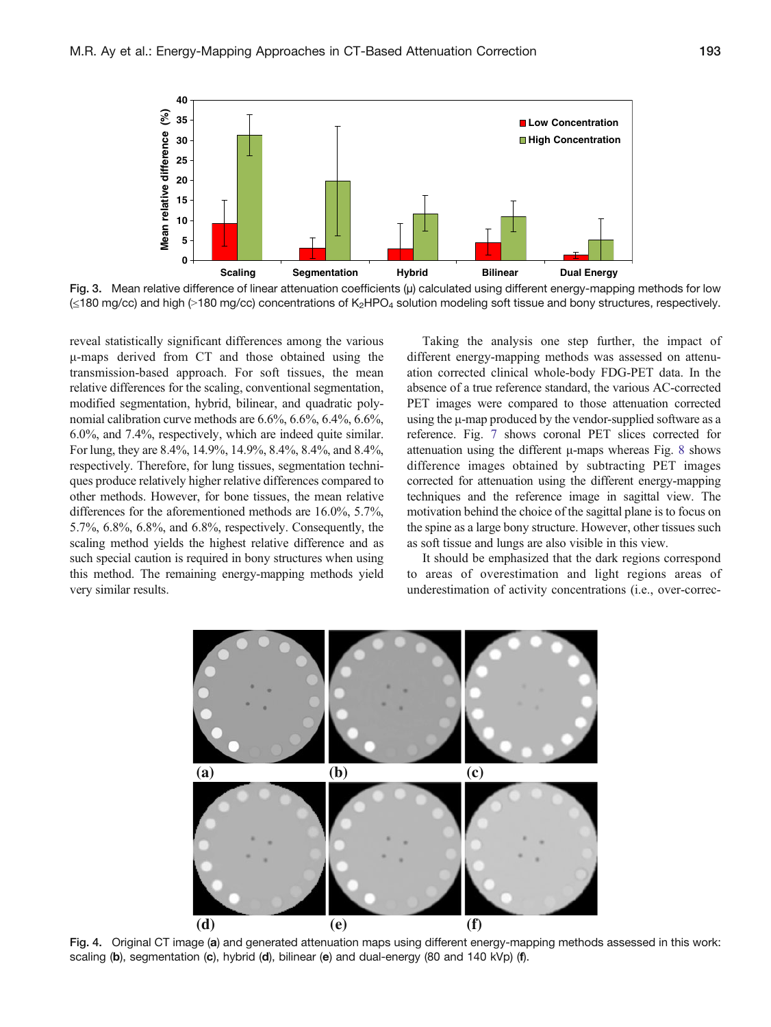40
35
30
25
20
15
10
5
0

Mean relative difference (%)

Low Concentration
High Concentration

Scaling
Segmentation
Hybrid
Bilinear
Dual Energy

Fig. 3. Mean relative difference of linear attenuation coefficients (μ) calculated using different energy-mapping methods for low (≤180 mg/cc) and high (>180 mg/cc) concentrations of $K_2HPO_4$ solution modeling soft tissue and bony structures, respectively.

reveal statistically significant differences among the various μ-maps derived from CT and those obtained using the transmission-based approach. For soft tissues, the mean relative differences for the scaling, conventional segmentation, modified segmentation, hybrid, bilinear, and quadratic polynomial calibration curve methods are 6.6%, 6.6%, 6.4%, 6.6%, 6.0%, and 7.4%, respectively, which are indeed quite similar. For lung, they are 8.4%, 14.9%, 14.9%, 8.4%, 8.4%, and 8.4%, respectively. Therefore, for lung tissues, segmentation techniques produce relatively higher relative differences compared to other methods. However, for bone tissues, the mean relative differences for the aforementioned methods are 16.0%, 5.7%, 5.7%, 6.8%, 6.8%, and 6.8%, respectively. Consequently, the scaling method yields the highest relative difference and as such special caution is required in bony structures when using this method. The remaining energy-mapping methods yield very similar results.

Taking the analysis one step further, the impact of different energy-mapping methods was assessed on attenuation corrected clinical whole-body FDG-PET data. In the absence of a true reference standard, the various AC-corrected PET images were compared to those attenuation corrected using the μ-map produced by the vendor-supplied software as a reference. Fig. 7 shows coronal PET slices corrected for attenuation using the different μ-maps whereas Fig. 8 shows difference images obtained by subtracting PET images corrected for attenuation using the different energy-mapping techniques and the reference image in sagittal view. The motivation behind the choice of the sagittal plane is to focus on the spine as a large bony structure. However, other tissues such as soft tissue and lungs are also visible in this view.

It should be emphasized that the dark regions correspond to areas of overestimation and light regions areas of underestimation of activity concentrations (i.e., over-correc-

(a) (b) (c)
(d) (e) (f)

Fig. 4. Original CT image (**a**) and generated attenuation maps using different energy-mapping methods assessed in this work: scaling (**b**), segmentation (**c**), hybrid (**d**), bilinear (**e**) and dual-energy (80 and 140 kVp) (**f**).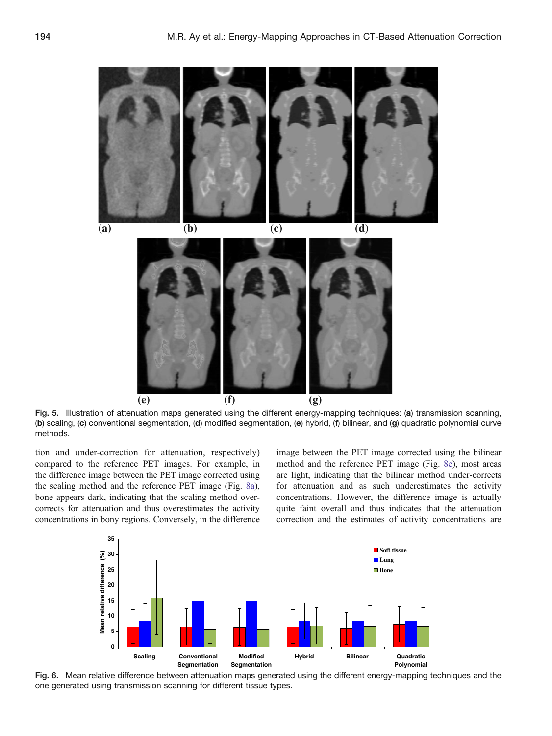(a) (b) (c) (d)

(e) (f) (g)

Fig. 5. Illustration of attenuation maps generated using the different energy-mapping techniques: (**a**) transmission scanning, (**b**) scaling, (**c**) conventional segmentation, (**d**) modified segmentation, (**e**) hybrid, (**f**) bilinear, and (**g**) quadratic polynomial curve methods.

tion and under-correction for attenuation, respectively) compared to the reference PET images. For example, in the difference image between the PET image corrected using the scaling method and the reference PET image (Fig. 8a), bone appears dark, indicating that the scaling method over-corrects for attenuation and thus overestimates the activity concentrations in bony regions. Conversely, in the difference image between the PET image corrected using the bilinear method and the reference PET image (Fig. 8e), most areas are light, indicating that the bilinear method under-corrects for attenuation and as such underestimates the activity concentrations. However, the difference image is actually quite faint overall and thus indicates that the attenuation correction and the estimates of activity concentrations are

Mean relative difference (%)

35
30
25
20
15
10
5
0

Soft tissue
Lung
Bone

Scaling
Conventional Segmentation
Modified Segmentation
Hybrid
Bilinear
Quadratic Polynomial

Fig. 6. Mean relative difference between attenuation maps generated using the different energy-mapping techniques and the one generated using transmission scanning for different tissue types.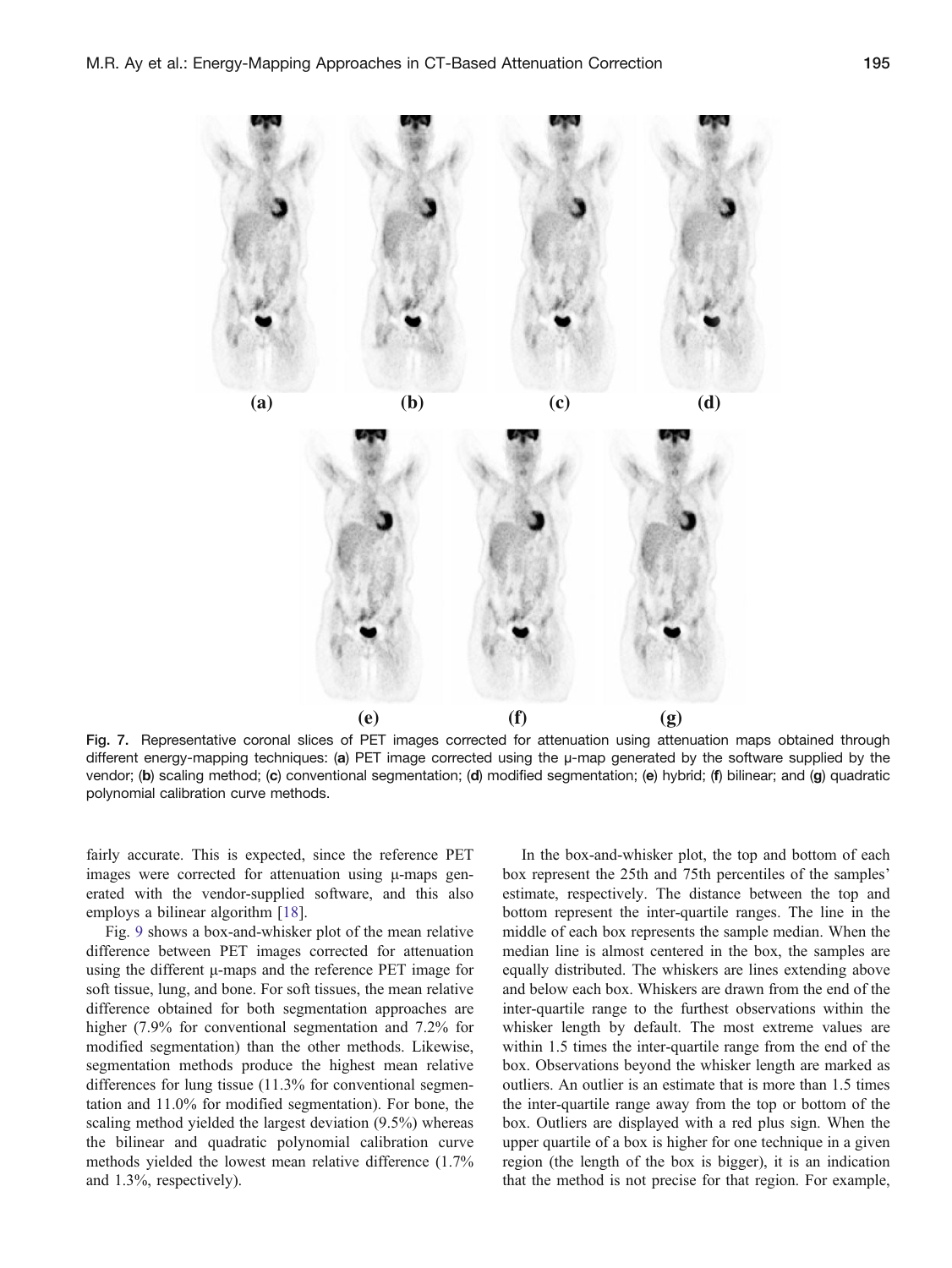(a) (b) (c) (d)

(e) (f) (g)

**Fig. 7.** Representative coronal slices of PET images corrected for attenuation using attenuation maps obtained through different energy-mapping techniques: (**a**) PET image corrected using the μ-map generated by the software supplied by the vendor; (**b**) scaling method; (**c**) conventional segmentation; (**d**) modified segmentation; (**e**) hybrid; (**f**) bilinear; and (**g**) quadratic polynomial calibration curve methods.

fairly accurate. This is expected, since the reference PET images were corrected for attenuation using μ-maps generated with the vendor-supplied software, and this also employs a bilinear algorithm [18].

Fig. 9 shows a box-and-whisker plot of the mean relative difference between PET images corrected for attenuation using the different μ-maps and the reference PET image for soft tissue, lung, and bone. For soft tissues, the mean relative difference obtained for both segmentation approaches are higher (7.9% for conventional segmentation and 7.2% for modified segmentation) than the other methods. Likewise, segmentation methods produce the highest mean relative differences for lung tissue (11.3% for conventional segmentation and 11.0% for modified segmentation). For bone, the scaling method yielded the largest deviation (9.5%) whereas the bilinear and quadratic polynomial calibration curve methods yielded the lowest mean relative difference (1.7% and 1.3%, respectively).

In the box-and-whisker plot, the top and bottom of each box represent the 25th and 75th percentiles of the samples' estimate, respectively. The distance between the top and bottom represent the inter-quartile ranges. The line in the middle of each box represents the sample median. When the median line is almost centered in the box, the samples are equally distributed. The whiskers are lines extending above and below each box. Whiskers are drawn from the end of the inter-quartile range to the furthest observations within the whisker length by default. The most extreme values are within 1.5 times the inter-quartile range from the end of the box. Observations beyond the whisker length are marked as outliers. An outlier is an estimate that is more than 1.5 times the inter-quartile range away from the top or bottom of the box. Outliers are displayed with a red plus sign. When the upper quartile of a box is higher for one technique in a given region (the length of the box is bigger), it is an indication that the method is not precise for that region. For example,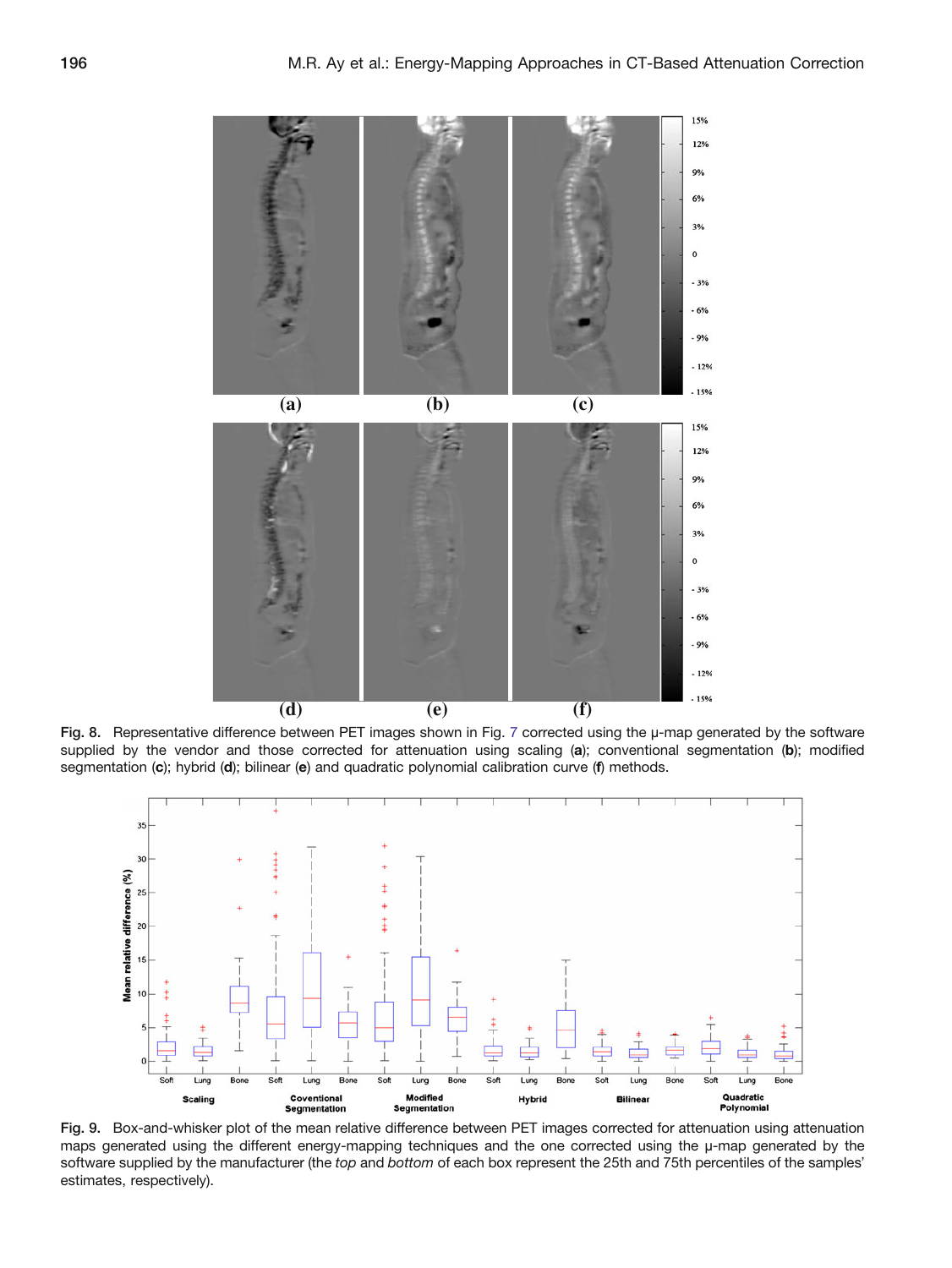(a)

(b)

(c)

15%
12%
9%
6%
3%
0
- 3%
- 6%
- 9%
- 12%
- 15%

(d)

(e)

(f)

15%
12%
9%
6%
3%
0
- 3%
- 6%
- 9%
- 12%
- 15%

**Fig. 8.** Representative difference between PET images shown in Fig. 7 corrected using the μ-map generated by the software supplied by the vendor and those corrected for attenuation using scaling (**a**); conventional segmentation (**b**); modified segmentation (**c**); hybrid (**d**); bilinear (**e**) and quadratic polynomial calibration curve (**f**) methods.

Mean relative difference (%)

35
30
25
20
15
10
5
0

Soft Lung Bone Soft Lung Bone Soft Lung Bone Soft Lung Bone Soft Lung Bone Soft Lung Bone

Scaling
Coventional Segmentation
Modified Segmentation
Hybrid
Bilinear
Quadratic Polynomial

**Fig. 9.** Box-and-whisker plot of the mean relative difference between PET images corrected for attenuation using attenuation maps generated using the different energy-mapping techniques and the one corrected using the μ-map generated by the software supplied by the manufacturer (the *top* and *bottom* of each box represent the 25th and 75th percentiles of the samples' estimates, respectively).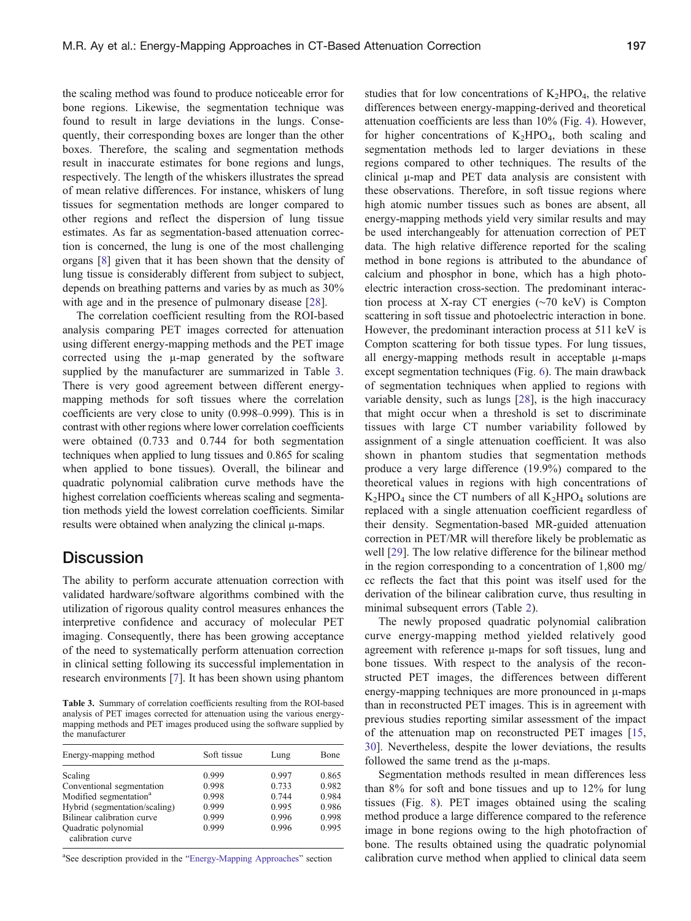the scaling method was found to produce noticeable error for bone regions. Likewise, the segmentation technique was found to result in large deviations in the lungs. Consequently, their corresponding boxes are longer than the other boxes. Therefore, the scaling and segmentation methods result in inaccurate estimates for bone regions and lungs, respectively. The length of the whiskers illustrates the spread of mean relative differences. For instance, whiskers of lung tissues for segmentation methods are longer compared to other regions and reflect the dispersion of lung tissue estimates. As far as segmentation-based attenuation correction is concerned, the lung is one of the most challenging organs [8] given that it has been shown that the density of lung tissue is considerably different from subject to subject, depends on breathing patterns and varies by as much as 30% with age and in the presence of pulmonary disease [28].

The correlation coefficient resulting from the ROI-based analysis comparing PET images corrected for attenuation using different energy-mapping methods and the PET image corrected using the μ-map generated by the software supplied by the manufacturer are summarized in Table 3. There is very good agreement between different energy-mapping methods for soft tissues where the correlation coefficients are very close to unity (0.998–0.999). This is in contrast with other regions where lower correlation coefficients were obtained (0.733 and 0.744 for both segmentation techniques when applied to lung tissues and 0.865 for scaling when applied to bone tissues). Overall, the bilinear and quadratic polynomial calibration curve methods have the highest correlation coefficients whereas scaling and segmentation methods yield the lowest correlation coefficients. Similar results were obtained when analyzing the clinical μ-maps.

## Discussion

The ability to perform accurate attenuation correction with validated hardware/software algorithms combined with the utilization of rigorous quality control measures enhances the interpretive confidence and accuracy of molecular PET imaging. Consequently, there has been growing acceptance of the need to systematically perform attenuation correction in clinical setting following its successful implementation in research environments [7]. It has been shown using phantom studies that for low concentrations of $K_2HPO_4$, the relative differences between energy-mapping-derived and theoretical attenuation coefficients are less than 10% (Fig. 4). However, for higher concentrations of $K_2HPO_4$, both scaling and segmentation methods led to larger deviations in these regions compared to other techniques. The results of the clinical μ-map and PET data analysis are consistent with these observations. Therefore, in soft tissue regions where high atomic number tissues such as bones are absent, all energy-mapping methods yield very similar results and may be used interchangeably for attenuation correction of PET data. The high relative difference reported for the scaling method in bone regions is attributed to the abundance of calcium and phosphor in bone, which has a high photoelectric interaction cross-section. The predominant interaction process at X-ray CT energies (~70 keV) is Compton scattering in soft tissue and photoelectric interaction in bone. However, the predominant interaction process at 511 keV is Compton scattering for both tissue types. For lung tissues, all energy-mapping methods result in acceptable μ-maps except segmentation techniques (Fig. 6). The main drawback of segmentation techniques when applied to regions with variable density, such as lungs [28], is the high inaccuracy that might occur when a threshold is set to discriminate tissues with large CT number variability followed by assignment of a single attenuation coefficient. It was also shown in phantom studies that segmentation methods produce a very large difference (19.9%) compared to the theoretical values in regions with high concentrations of $K_2HPO_4$ since the CT numbers of all $K_2HPO_4$ solutions are replaced with a single attenuation coefficient regardless of their density. Segmentation-based MR-guided attenuation correction in PET/MR will therefore likely be problematic as well [29]. The low relative difference for the bilinear method in the region corresponding to a concentration of 1,800 mg/cc reflects the fact that this point was itself used for the derivation of the bilinear calibration curve, thus resulting in minimal subsequent errors (Table 2).

The newly proposed quadratic polynomial calibration curve energy-mapping method yielded relatively good agreement with reference μ-maps for soft tissues, lung and bone tissues. With respect to the analysis of the reconstructed PET images, the differences between different energy-mapping techniques are more pronounced in μ-maps than in reconstructed PET images. This is in agreement with previous studies reporting similar assessment of the impact of the attenuation map on reconstructed PET images [15, 30]. Nevertheless, despite the lower deviations, the results followed the same trend as the μ-maps.

Segmentation methods resulted in mean differences less than 8% for soft and bone tissues and up to 12% for lung tissues (Fig. 8). PET images obtained using the scaling method produce a large difference compared to the reference image in bone regions owing to the high photofraction of bone. The results obtained using the quadratic polynomial calibration curve method when applied to clinical data seem

**Table 3.** Summary of correlation coefficients resulting from the ROI-based analysis of PET images corrected for attenuation using the various energy-mapping methods and PET images produced using the software supplied by the manufacturer

| Energy-mapping method | Soft tissue | Lung | Bone |
|---|---|---|---|
| Scaling | 0.999 | 0.997 | 0.865 |
| Conventional segmentation | 0.998 | 0.733 | 0.982 |
| Modified segmentation[a] | 0.998 | 0.744 | 0.984 |
| Hybrid (segmentation/scaling) | 0.999 | 0.995 | 0.986 |
| Bilinear calibration curve | 0.999 | 0.996 | 0.998 |
| Quadratic polynomial calibration curve | 0.999 | 0.996 | 0.995 |

[a]See description provided in the "Energy-Mapping Approaches" section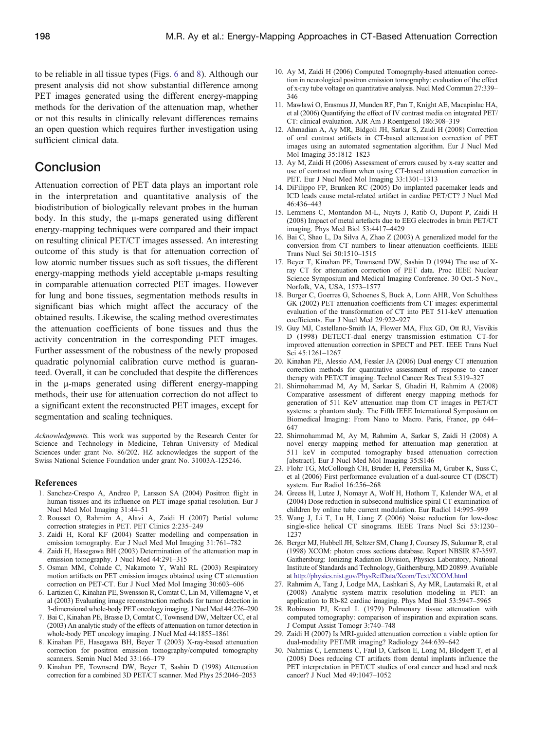to be reliable in all tissue types (Figs. 6 and 8). Although our present analysis did not show substantial difference among PET images generated using the different energy-mapping methods for the derivation of the attenuation map, whether or not this results in clinically relevant differences remains an open question which requires further investigation using sufficient clinical data.

## Conclusion

Attenuation correction of PET data plays an important role in the interpretation and quantitative analysis of the biodistribution of biologically relevant probes in the human body. In this study, the μ-maps generated using different energy-mapping techniques were compared and their impact on resulting clinical PET/CT images assessed. An interesting outcome of this study is that for attenuation correction of low atomic number tissues such as soft tissues, the different energy-mapping methods yield acceptable μ-maps resulting in comparable attenuation corrected PET images. However for lung and bone tissues, segmentation methods results in significant bias which might affect the accuracy of the obtained results. Likewise, the scaling method overestimates the attenuation coefficients of bone tissues and thus the activity concentration in the corresponding PET images. Further assessment of the robustness of the newly proposed quadratic polynomial calibration curve method is guaranteed. Overall, it can be concluded that despite the differences in the μ-maps generated using different energy-mapping methods, their use for attenuation correction do not affect to a significant extent the reconstructed PET images, except for segmentation and scaling techniques.

*Acknowledgments.* This work was supported by the Research Center for Science and Technology in Medicine, Tehran University of Medical Sciences under grant No. 86/202. HZ acknowledges the support of the Swiss National Science Foundation under grant No. 31003A-125246.

### References

1. Sanchez-Crespo A, Andreo P, Larsson SA (2004) Positron flight in human tissues and its influence on PET image spatial resolution. Eur J Nucl Med Mol Imaging 31:44–51
2. Rousset O, Rahmim A, Alavi A, Zaidi H (2007) Partial volume correction strategies in PET. PET Clinics 2:235–249
3. Zaidi H, Koral KF (2004) Scatter modelling and compensation in emission tomography. Eur J Nucl Med Mol Imaging 31:761–782
4. Zaidi H, Hasegawa BH (2003) Determination of the attenuation map in emission tomography. J Nucl Med 44:291–315
5. Osman MM, Cohade C, Nakamoto Y, Wahl RL (2003) Respiratory motion artifacts on PET emission images obtained using CT attenuation correction on PET-CT. Eur J Nucl Med Mol Imaging 30:603–606
6. Lartizien C, Kinahan PE, Swensson R, Comtat C, Lin M, Villemagne V, et al (2003) Evaluating image reconstruction methods for tumor detection in 3-dimensional whole-body PET oncology imaging. J Nucl Med 44:276–290
7. Bai C, Kinahan PE, Brasse D, Comtat C, Townsend DW, Meltzer CC, et al (2003) An analytic study of the effects of attenuation on tumor detection in whole-body PET oncology imaging. J Nucl Med 44:1855–1861
8. Kinahan PE, Hasegawa BH, Beyer T (2003) X-ray-based attenuation correction for positron emission tomography/computed tomography scanners. Semin Nucl Med 33:166–179
9. Kinahan PE, Townsend DW, Beyer T, Sashin D (1998) Attenuation correction for a combined 3D PET/CT scanner. Med Phys 25:2046–2053
10. Ay M, Zaidi H (2006) Computed Tomography-based attenuation correction in neurological positron emission tomography: evaluation of the effect of x-ray tube voltage on quantitative analysis. Nucl Med Commun 27:339–346
11. Mawlawi O, Erasmus JJ, Munden RF, Pan T, Knight AE, Macapinlac HA, et al (2006) Quantifying the effect of IV contrast media on integrated PET/CT: clinical evaluation. AJR Am J Roentgenol 186:308–319
12. Ahmadian A, Ay MR, Bidgoli JH, Sarkar S, Zaidi H (2008) Correction of oral contrast artifacts in CT-based attenuation correction of PET images using an automated segmentation algorithm. Eur J Nucl Med Mol Imaging 35:1812–1823
13. Ay M, Zaidi H (2006) Assessment of errors caused by x-ray scatter and use of contrast medium when using CT-based attenuation correction in PET. Eur J Nucl Med Mol Imaging 33:1301–1313
14. DiFilippo FP, Brunken RC (2005) Do implanted pacemaker leads and ICD leads cause metal-related artifact in cardiac PET/CT? J Nucl Med 46:436–443
15. Lemmens C, Montandon M-L, Nuyts J, Ratib O, Dupont P, Zaidi H (2008) Impact of metal artefacts due to EEG electrodes in brain PET/CT imaging. Phys Med Biol 53:4417–4429
16. Bai C, Shao L, Da Silva A, Zhao Z (2003) A generalized model for the conversion from CT numbers to linear attenuation coefficients. IEEE Trans Nucl Sci 50:1510–1515
17. Beyer T, Kinahan PE, Townsend DW, Sashin D (1994) The use of X-ray CT for attenuation correction of PET data. Proc IEEE Nuclear Science Symposium and Medical Imaging Conference. 30 Oct.-5 Nov., Norfolk, VA, USA, 1573–1577
18. Burger C, Goerres G, Schoenes S, Buck A, Lonn AHR, Von Schulthess GK (2002) PET attenuation coefficients from CT images: experimental evaluation of the transformation of CT into PET 511-keV attenuation coefficients. Eur J Nucl Med 29:922–927
19. Guy MJ, Castellano-Smith IA, Flower MA, Flux GD, Ott RJ, Visvikis D (1998) DETECT-dual energy transmission estimation CT-for improved attenuation correction in SPECT and PET. IEEE Trans Nucl Sci 45:1261–1267
20. Kinahan PE, Alessio AM, Fessler JA (2006) Dual energy CT attenuation correction methods for quantitative assessment of response to cancer therapy with PET/CT imaging. Technol Cancer Res Treat 5:319–327
21. Shirmohammad M, Ay M, Sarkar S, Ghadiri H, Rahmim A (2008) Comparative assessment of different energy mapping methods for generation of 511 KeV attenuation map from CT images in PET/CT systems: a phantom study. The Fifth IEEE International Symposium on Biomedical Imaging: From Nano to Macro. Paris, France, pp 644–647
22. Shirmohammad M, Ay M, Rahmim A, Sarkar S, Zaidi H (2008) A novel energy mapping method for attenuation map generation at 511 keV in computed tomography based attenuation correction [abstract]. Eur J Nucl Med Mol Imaging 35:S146
23. Flohr TG, McCollough CH, Bruder H, Petersilka M, Gruber K, Suss C, et al (2006) First performance evaluation of a dual-source CT (DSCT) system. Eur Radiol 16:256–268
24. Greess H, Lutze J, Nomayr A, Wolf H, Hothorn T, Kalender WA, et al (2004) Dose reduction in subsecond multislice spiral CT examination of children by online tube current modulation. Eur Radiol 14:995–999
25. Wang J, Li T, Lu H, Liang Z (2006) Noise reduction for low-dose single-slice helical CT sinograms. IEEE Trans Nucl Sci 53:1230–1237
26. Berger MJ, Hubbell JH, Seltzer SM, Chang J, Coursey JS, Sukumar R, et al (1998) XCOM: photon cross sections database. Report NBSIR 87-3597. Gaithersburg: Ionizing Radiation Division, Physics Laboratory, National Institute of Standards and Technology, Gaithersburg, MD 20899. Available at http://physics.nist.gov/PhysRefData/Xcom/Text/XCOM.html
27. Rahmim A, Tang J, Lodge MA, Lashkari S, Ay MR, Lautamaki R, et al (2008) Analytic system matrix resolution modeling in PET: an application to Rb-82 cardiac imaging. Phys Med Biol 53:5947–5965
28. Robinson PJ, Kreel L (1979) Pulmonary tissue attenuation with computed tomography: comparison of inspiration and expiration scans. J Comput Assist Tomogr 3:740–748
29. Zaidi H (2007) Is MRI-guided attenuation correction a viable option for dual-modality PET/MR imaging? Radiology 244:639–642
30. Nahmias C, Lemmens C, Faul D, Carlson E, Long M, Blodgett T, et al (2008) Does reducing CT artifacts from dental implants influence the PET interpretation in PET/CT studies of oral cancer and head and neck cancer? J Nucl Med 49:1047–1052